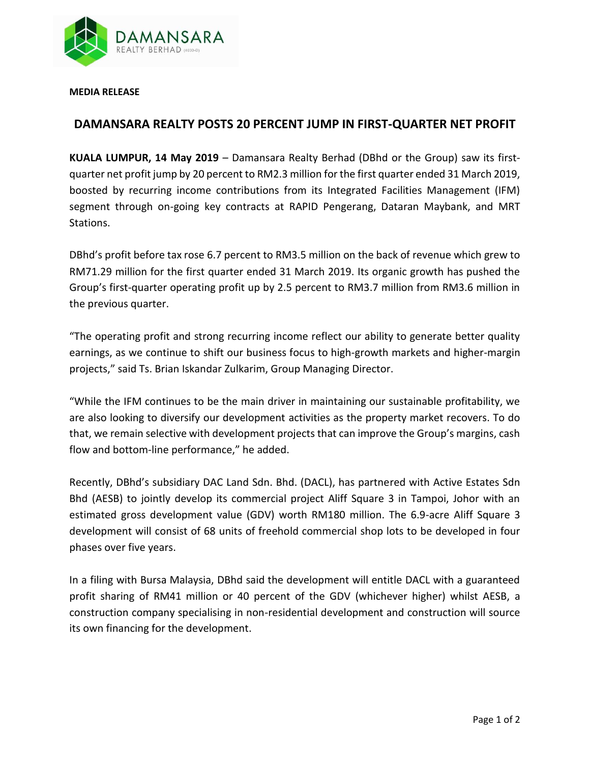**MEDIA RELEASE**

# DAMANSARA REALTY POSTS 20 PERCENT JUMP IN FIRST-QUARTER NET PROFIT

**KUALA LUMPUR, 14 May 2019** – Damansara Realty Berhad (DBhd or the Group) saw its first-quarter net profit jump by 20 percent to RM2.3 million for the first quarter ended 31 March 2019, boosted by recurring income contributions from its Integrated Facilities Management (IFM) segment through on-going key contracts at RAPID Pengerang, Dataran Maybank, and MRT Stations.

DBhd's profit before tax rose 6.7 percent to RM3.5 million on the back of revenue which grew to RM71.29 million for the first quarter ended 31 March 2019. Its organic growth has pushed the Group's first-quarter operating profit up by 2.5 percent to RM3.7 million from RM3.6 million in the previous quarter.

"The operating profit and strong recurring income reflect our ability to generate better quality earnings, as we continue to shift our business focus to high-growth markets and higher-margin projects," said Ts. Brian Iskandar Zulkarim, Group Managing Director.

"While the IFM continues to be the main driver in maintaining our sustainable profitability, we are also looking to diversify our development activities as the property market recovers. To do that, we remain selective with development projects that can improve the Group's margins, cash flow and bottom-line performance," he added.

Recently, DBhd's subsidiary DAC Land Sdn. Bhd. (DACL), has partnered with Active Estates Sdn Bhd (AESB) to jointly develop its commercial project Aliff Square 3 in Tampoi, Johor with an estimated gross development value (GDV) worth RM180 million. The 6.9-acre Aliff Square 3 development will consist of 68 units of freehold commercial shop lots to be developed in four phases over five years.

In a filing with Bursa Malaysia, DBhd said the development will entitle DACL with a guaranteed profit sharing of RM41 million or 40 percent of the GDV (whichever higher) whilst AESB, a construction company specialising in non-residential development and construction will source its own financing for the development.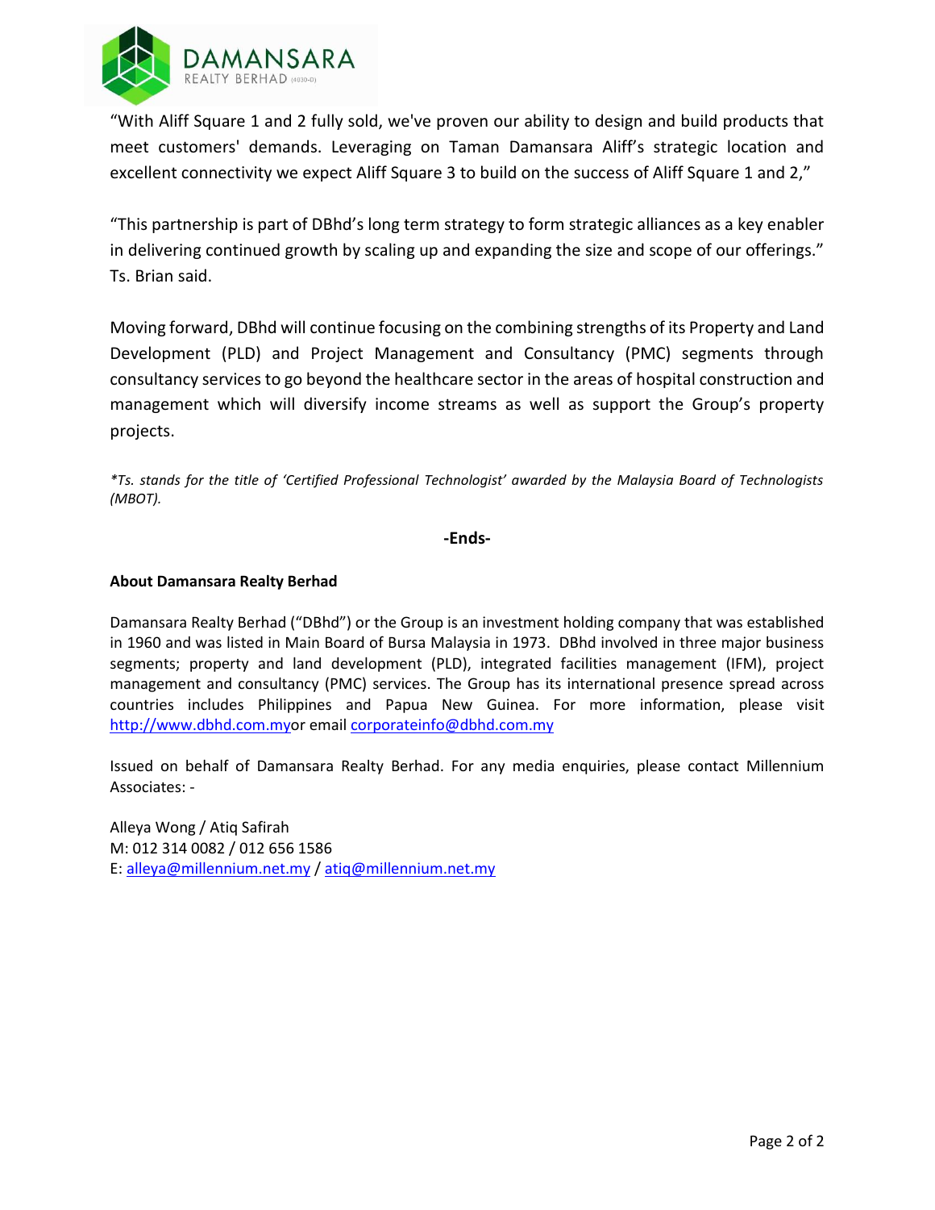"With Aliff Square 1 and 2 fully sold, we've proven our ability to design and build products that meet customers' demands. Leveraging on Taman Damansara Aliff's strategic location and excellent connectivity we expect Aliff Square 3 to build on the success of Aliff Square 1 and 2,"

"This partnership is part of DBhd's long term strategy to form strategic alliances as a key enabler in delivering continued growth by scaling up and expanding the size and scope of our offerings." Ts. Brian said.

Moving forward, DBhd will continue focusing on the combining strengths of its Property and Land Development (PLD) and Project Management and Consultancy (PMC) segments through consultancy services to go beyond the healthcare sector in the areas of hospital construction and management which will diversify income streams as well as support the Group's property projects.

*\*Ts. stands for the title of 'Certified Professional Technologist' awarded by the Malaysia Board of Technologists (MBOT).*

**-Ends-**

**About Damansara Realty Berhad**

Damansara Realty Berhad ("DBhd") or the Group is an investment holding company that was established in 1960 and was listed in Main Board of Bursa Malaysia in 1973. DBhd involved in three major business segments; property and land development (PLD), integrated facilities management (IFM), project management and consultancy (PMC) services. The Group has its international presence spread across countries includes Philippines and Papua New Guinea. For more information, please visit http://www.dbhd.com.myor email corporateinfo@dbhd.com.my

Issued on behalf of Damansara Realty Berhad. For any media enquiries, please contact Millennium Associates: -

Alleya Wong / Atiq Safirah
M: 012 314 0082 / 012 656 1586
E: alleya@millennium.net.my / atiq@millennium.net.my